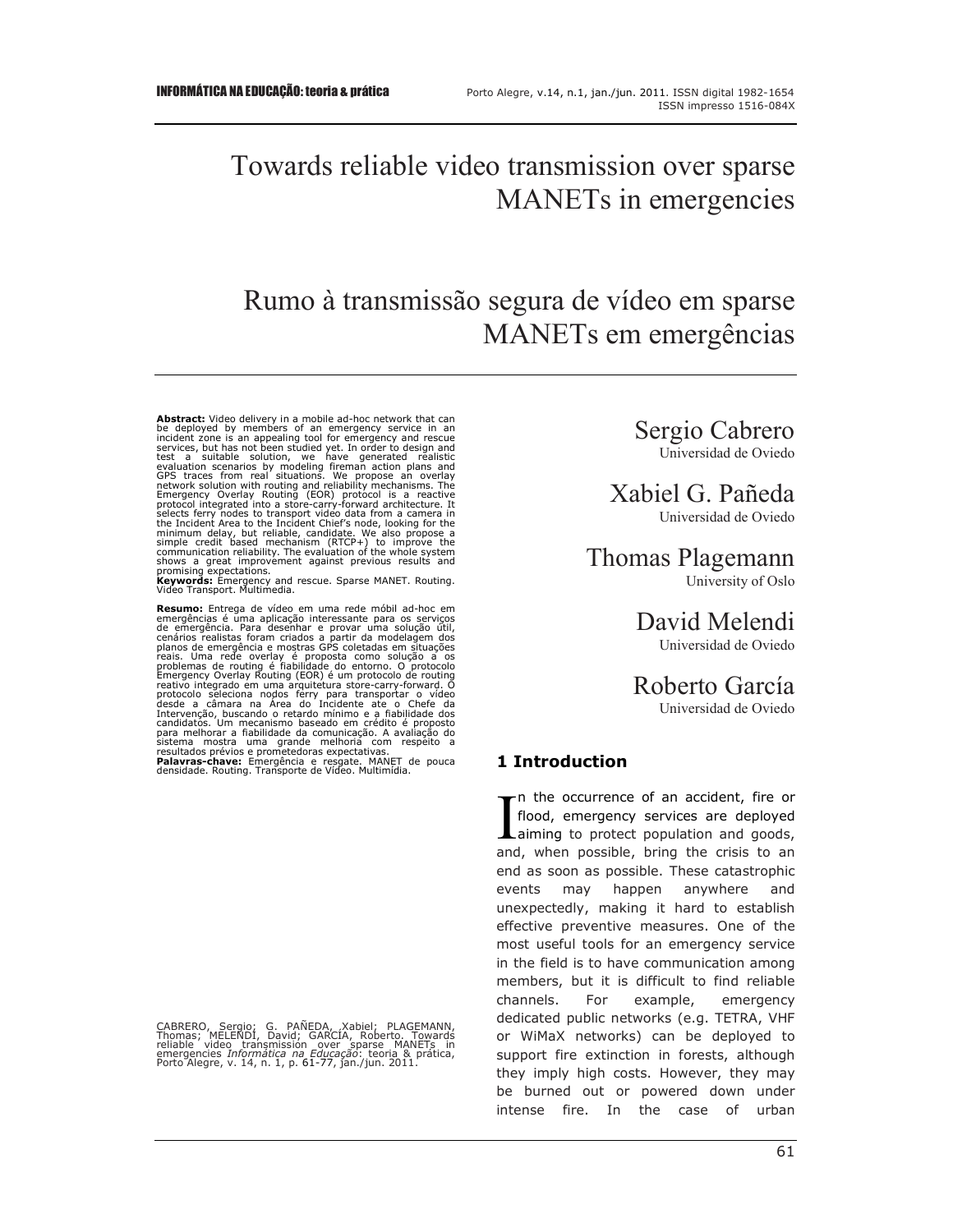# Towards reliable video transmission over sparse MANETs in emergencies

# Rumo à transmissão segura de vídeo em sparse MANETs em emergências

Sergio Cabrero
Universidad de Oviedo

Xabiel G. Pañeda
Universidad de Oviedo

Thomas Plagemann
University of Oslo

David Melendi
Universidad de Oviedo

Roberto García
Universidad de Oviedo

**Abstract:** Video delivery in a mobile ad-hoc network that can be deployed by members of an emergency service in an incident zone is an appealing tool for emergency and rescue services, but has not been studied yet. In order to design and test a suitable solution, we have generated realistic evaluation scenarios by modeling fireman action plans and GPS traces from real situations. We propose an overlay network solution with routing and reliability mechanisms. The Emergency Overlay Routing (EOR) protocol is a reactive protocol integrated into a store-carry-forward architecture. It selects ferry nodes to transport video data from a camera in the Incident Area to the Incident Chief's node, looking for the minimum delay, but reliable, candidate. We also propose a simple credit based mechanism (RTCP+) to improve the communication reliability. The evaluation of the whole system shows a great improvement against previous results and promising expectations.
**Keywords:** Emergency and rescue. Sparse MANET. Routing. Video Transport. Multimedia.

**Resumo:** Entrega de vídeo em uma rede móbil ad-hoc em emergências é uma aplicação interessante para os serviços de emergência. Para desenhar e provar uma solução útil, cenários realistas foram criados a partir da modelagem dos planos de emergência e mostras GPS coletadas em situações reais. Uma rede overlay é proposta como solução a os problemas de routing é fiabilidade do entorno. O protocolo Emergency Overlay Routing (EOR) é um protocolo de routing reativo integrado em uma arquitetura store-carry-forward. O protocolo seleciona nodos ferry para transportar o vídeo desde a câmara na Área do Incidente ate o Chefe da Intervenção, buscando o retardo mínimo e a fiabilidade dos candidatos. Um mecanismo baseado em crédito é proposto para melhorar a fiabilidade da comunicação. A avaliação do sistema mostra uma grande melhoria com respeito a resultados prévios e prometedoras expectativas.
**Palavras-chave:** Emergência e resgate. MANET de pouca densidade. Routing. Transporte de Vídeo. Multimídia.

CABRERO, Sergio; G. PAÑEDA, Xabiel; PLAGEMANN, Thomas; MELENDI, David; GARCÍA, Roberto. Towards reliable video transmission over sparse MANETs in emergencies *Informática na Educação*: teoria & prática, Porto Alegre, v. 14, n. 1, p. 61-77, jan./jun. 2011.

## 1 Introduction

In the occurrence of an accident, fire or flood, emergency services are deployed aiming to protect population and goods, and, when possible, bring the crisis to an end as soon as possible. These catastrophic events may happen anywhere and unexpectedly, making it hard to establish effective preventive measures. One of the most useful tools for an emergency service in the field is to have communication among members, but it is difficult to find reliable channels. For example, emergency dedicated public networks (e.g. TETRA, VHF or WiMaX networks) can be deployed to support fire extinction in forests, although they imply high costs. However, they may be burned out or powered down under intense fire. In the case of urban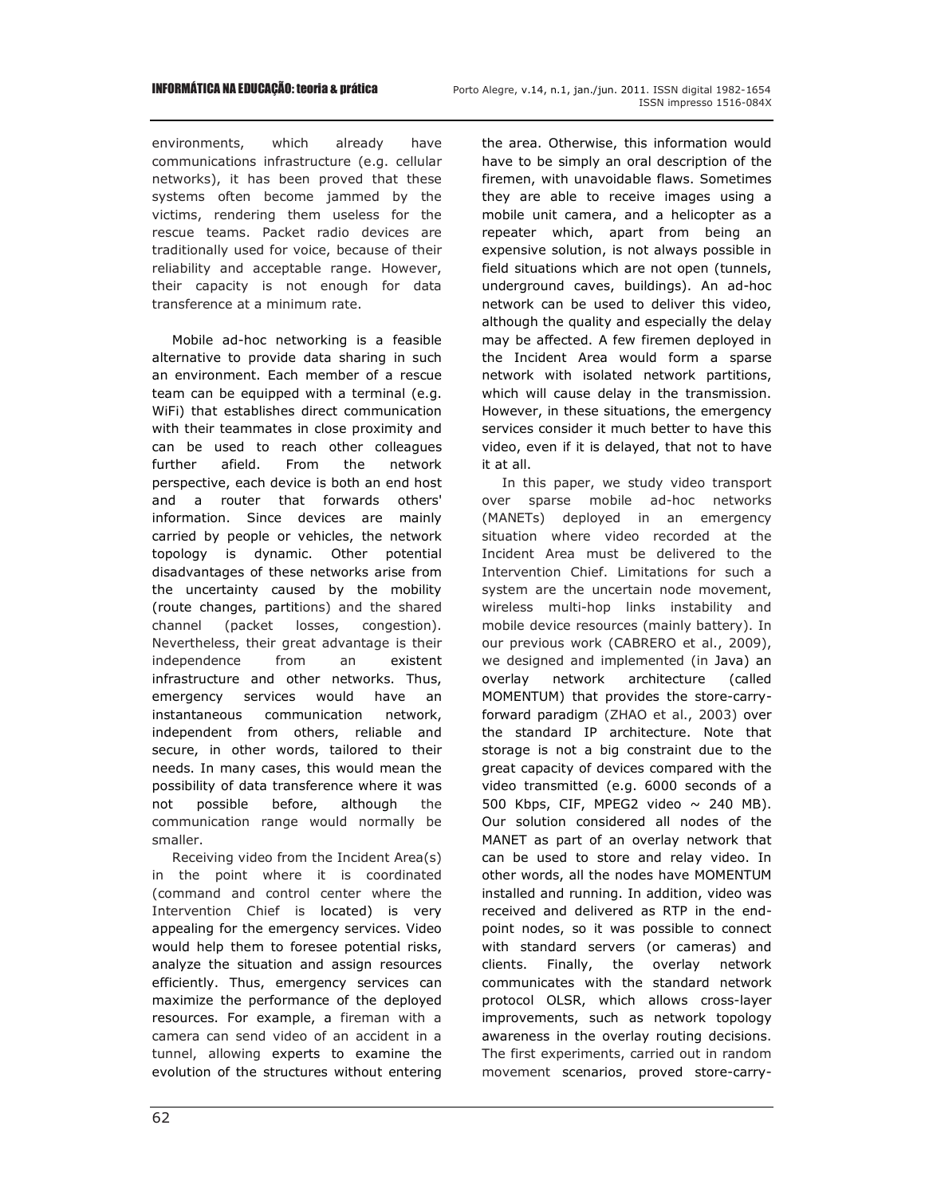environments, which already have communications infrastructure (e.g. cellular networks), it has been proved that these systems often become jammed by the victims, rendering them useless for the rescue teams. Packet radio devices are traditionally used for voice, because of their reliability and acceptable range. However, their capacity is not enough for data transference at a minimum rate.

Mobile ad-hoc networking is a feasible alternative to provide data sharing in such an environment. Each member of a rescue team can be equipped with a terminal (e.g. WiFi) that establishes direct communication with their teammates in close proximity and can be used to reach other colleagues further afield. From the network perspective, each device is both an end host and a router that forwards others' information. Since devices are mainly carried by people or vehicles, the network topology is dynamic. Other potential disadvantages of these networks arise from the uncertainty caused by the mobility (route changes, partitions) and the shared channel (packet losses, congestion). Nevertheless, their great advantage is their independence from an existent infrastructure and other networks. Thus, emergency services would have an instantaneous communication network, independent from others, reliable and secure, in other words, tailored to their needs. In many cases, this would mean the possibility of data transference where it was not possible before, although the communication range would normally be smaller.

Receiving video from the Incident Area(s) in the point where it is coordinated (command and control center where the Intervention Chief is located) is very appealing for the emergency services. Video would help them to foresee potential risks, analyze the situation and assign resources efficiently. Thus, emergency services can maximize the performance of the deployed resources. For example, a fireman with a camera can send video of an accident in a tunnel, allowing experts to examine the evolution of the structures without entering the area. Otherwise, this information would have to be simply an oral description of the firemen, with unavoidable flaws. Sometimes they are able to receive images using a mobile unit camera, and a helicopter as a repeater which, apart from being an expensive solution, is not always possible in field situations which are not open (tunnels, underground caves, buildings). An ad-hoc network can be used to deliver this video, although the quality and especially the delay may be affected. A few firemen deployed in the Incident Area would form a sparse network with isolated network partitions, which will cause delay in the transmission. However, in these situations, the emergency services consider it much better to have this video, even if it is delayed, that not to have it at all.

In this paper, we study video transport over sparse mobile ad-hoc networks (MANETs) deployed in an emergency situation where video recorded at the Incident Area must be delivered to the Intervention Chief. Limitations for such a system are the uncertain node movement, wireless multi-hop links instability and mobile device resources (mainly battery). In our previous work (CABRERO et al., 2009), we designed and implemented (in Java) an overlay network architecture (called MOMENTUM) that provides the store-carry-forward paradigm (ZHAO et al., 2003) over the standard IP architecture. Note that storage is not a big constraint due to the great capacity of devices compared with the video transmitted (e.g. 6000 seconds of a 500 Kbps, CIF, MPEG2 video ~ 240 MB). Our solution considered all nodes of the MANET as part of an overlay network that can be used to store and relay video. In other words, all the nodes have MOMENTUM installed and running. In addition, video was received and delivered as RTP in the end-point nodes, so it was possible to connect with standard servers (or cameras) and clients. Finally, the overlay network communicates with the standard network protocol OLSR, which allows cross-layer improvements, such as network topology awareness in the overlay routing decisions. The first experiments, carried out in random movement scenarios, proved store-carry-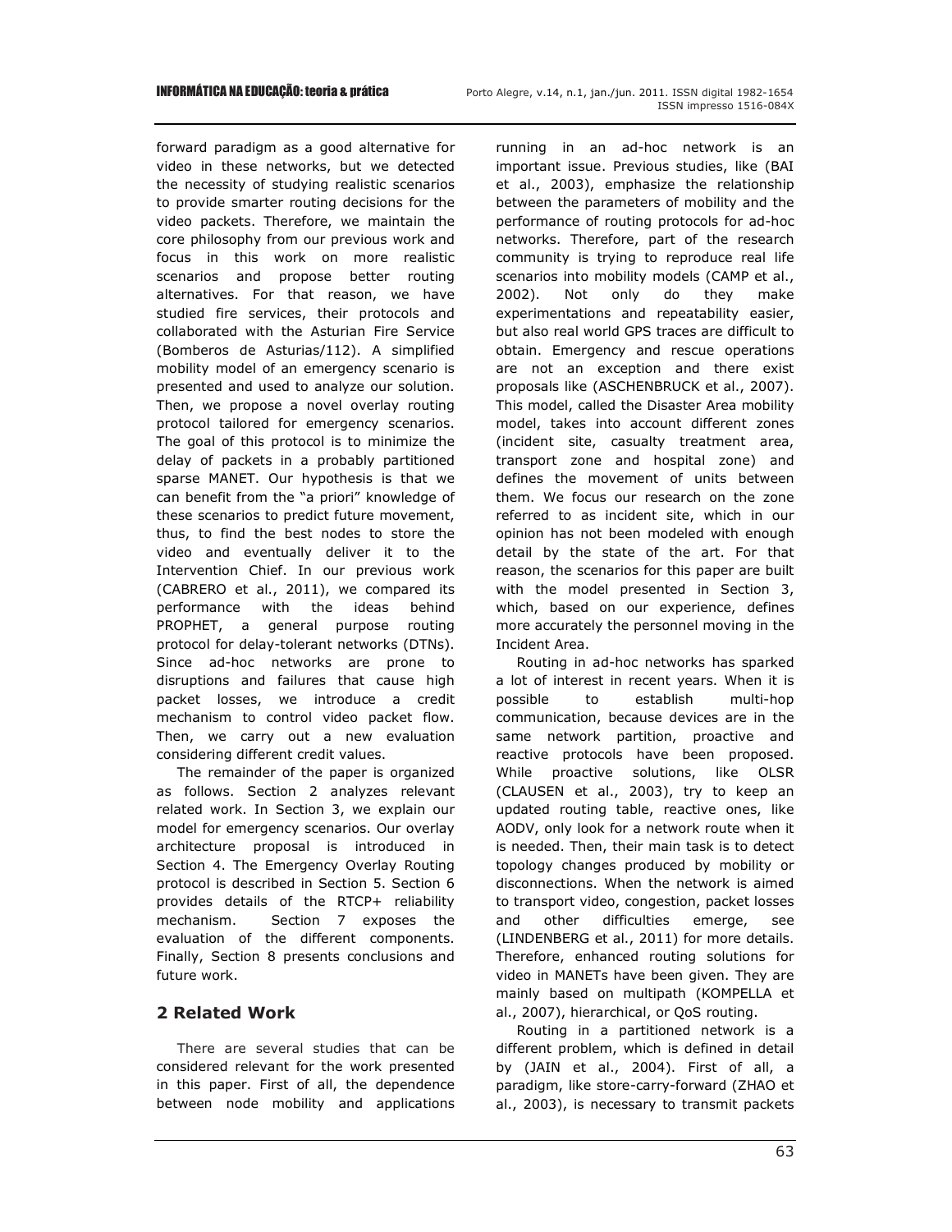forward paradigm as a good alternative for video in these networks, but we detected the necessity of studying realistic scenarios to provide smarter routing decisions for the video packets. Therefore, we maintain the core philosophy from our previous work and focus in this work on more realistic scenarios and propose better routing alternatives. For that reason, we have studied fire services, their protocols and collaborated with the Asturian Fire Service (Bomberos de Asturias/112). A simplified mobility model of an emergency scenario is presented and used to analyze our solution. Then, we propose a novel overlay routing protocol tailored for emergency scenarios. The goal of this protocol is to minimize the delay of packets in a probably partitioned sparse MANET. Our hypothesis is that we can benefit from the "a priori" knowledge of these scenarios to predict future movement, thus, to find the best nodes to store the video and eventually deliver it to the Intervention Chief. In our previous work (CABRERO et al., 2011), we compared its performance with the ideas behind PROPHET, a general purpose routing protocol for delay-tolerant networks (DTNs). Since ad-hoc networks are prone to disruptions and failures that cause high packet losses, we introduce a credit mechanism to control video packet flow. Then, we carry out a new evaluation considering different credit values.

The remainder of the paper is organized as follows. Section 2 analyzes relevant related work. In Section 3, we explain our model for emergency scenarios. Our overlay architecture proposal is introduced in Section 4. The Emergency Overlay Routing protocol is described in Section 5. Section 6 provides details of the RTCP+ reliability mechanism. Section 7 exposes the evaluation of the different components. Finally, Section 8 presents conclusions and future work.

## 2 Related Work

There are several studies that can be considered relevant for the work presented in this paper. First of all, the dependence between node mobility and applications running in an ad-hoc network is an important issue. Previous studies, like (BAI et al., 2003), emphasize the relationship between the parameters of mobility and the performance of routing protocols for ad-hoc networks. Therefore, part of the research community is trying to reproduce real life scenarios into mobility models (CAMP et al., 2002). Not only do they make experimentations and repeatability easier, but also real world GPS traces are difficult to obtain. Emergency and rescue operations are not an exception and there exist proposals like (ASCHENBRUCK et al., 2007). This model, called the Disaster Area mobility model, takes into account different zones (incident site, casualty treatment area, transport zone and hospital zone) and defines the movement of units between them. We focus our research on the zone referred to as incident site, which in our opinion has not been modeled with enough detail by the state of the art. For that reason, the scenarios for this paper are built with the model presented in Section 3, which, based on our experience, defines more accurately the personnel moving in the Incident Area.

Routing in ad-hoc networks has sparked a lot of interest in recent years. When it is possible to establish multi-hop communication, because devices are in the same network partition, proactive and reactive protocols have been proposed. While proactive solutions, like OLSR (CLAUSEN et al., 2003), try to keep an updated routing table, reactive ones, like AODV, only look for a network route when it is needed. Then, their main task is to detect topology changes produced by mobility or disconnections. When the network is aimed to transport video, congestion, packet losses and other difficulties emerge, see (LINDENBERG et al., 2011) for more details. Therefore, enhanced routing solutions for video in MANETs have been given. They are mainly based on multipath (KOMPELLA et al., 2007), hierarchical, or QoS routing.

Routing in a partitioned network is a different problem, which is defined in detail by (JAIN et al., 2004). First of all, a paradigm, like store-carry-forward (ZHAO et al., 2003), is necessary to transmit packets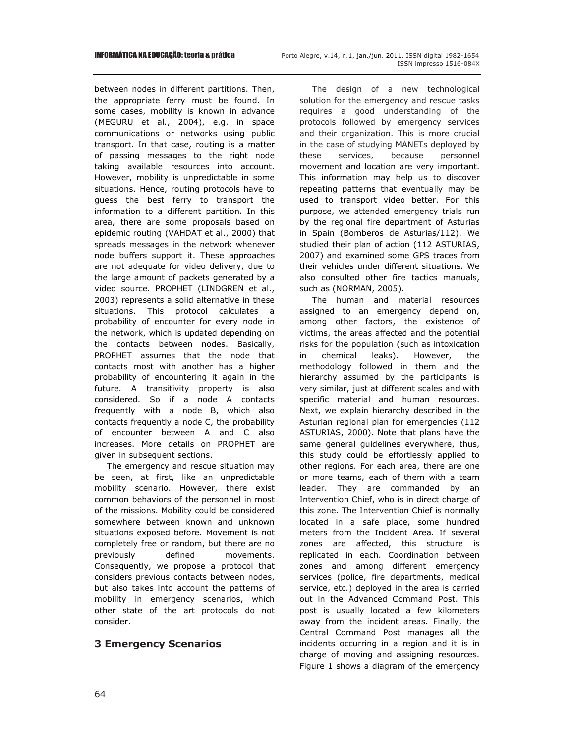between nodes in different partitions. Then, the appropriate ferry must be found. In some cases, mobility is known in advance (MEGURU et al., 2004), e.g. in space communications or networks using public transport. In that case, routing is a matter of passing messages to the right node taking available resources into account. However, mobility is unpredictable in some situations. Hence, routing protocols have to guess the best ferry to transport the information to a different partition. In this area, there are some proposals based on epidemic routing (VAHDAT et al., 2000) that spreads messages in the network whenever node buffers support it. These approaches are not adequate for video delivery, due to the large amount of packets generated by a video source. PROPHET (LINDGREN et al., 2003) represents a solid alternative in these situations. This protocol calculates a probability of encounter for every node in the network, which is updated depending on the contacts between nodes. Basically, PROPHET assumes that the node that contacts most with another has a higher probability of encountering it again in the future. A transitivity property is also considered. So if a node A contacts frequently with a node B, which also contacts frequently a node C, the probability of encounter between A and C also increases. More details on PROPHET are given in subsequent sections.

The emergency and rescue situation may be seen, at first, like an unpredictable mobility scenario. However, there exist common behaviors of the personnel in most of the missions. Mobility could be considered somewhere between known and unknown situations exposed before. Movement is not completely free or random, but there are no previously defined movements. Consequently, we propose a protocol that considers previous contacts between nodes, but also takes into account the patterns of mobility in emergency scenarios, which other state of the art protocols do not consider.

## 3 Emergency Scenarios

The design of a new technological solution for the emergency and rescue tasks requires a good understanding of the protocols followed by emergency services and their organization. This is more crucial in the case of studying MANETs deployed by these services, because personnel movement and location are very important. This information may help us to discover repeating patterns that eventually may be used to transport video better. For this purpose, we attended emergency trials run by the regional fire department of Asturias in Spain (Bomberos de Asturias/112). We studied their plan of action (112 ASTURIAS, 2007) and examined some GPS traces from their vehicles under different situations. We also consulted other fire tactics manuals, such as (NORMAN, 2005).

The human and material resources assigned to an emergency depend on, among other factors, the existence of victims, the areas affected and the potential risks for the population (such as intoxication in chemical leaks). However, the methodology followed in them and the hierarchy assumed by the participants is very similar, just at different scales and with specific material and human resources. Next, we explain hierarchy described in the Asturian regional plan for emergencies (112 ASTURIAS, 2000). Note that plans have the same general guidelines everywhere, thus, this study could be effortlessly applied to other regions. For each area, there are one or more teams, each of them with a team leader. They are commanded by an Intervention Chief, who is in direct charge of this zone. The Intervention Chief is normally located in a safe place, some hundred meters from the Incident Area. If several zones are affected, this structure is replicated in each. Coordination between zones and among different emergency services (police, fire departments, medical service, etc.) deployed in the area is carried out in the Advanced Command Post. This post is usually located a few kilometers away from the incident areas. Finally, the Central Command Post manages all the incidents occurring in a region and it is in charge of moving and assigning resources. Figure 1 shows a diagram of the emergency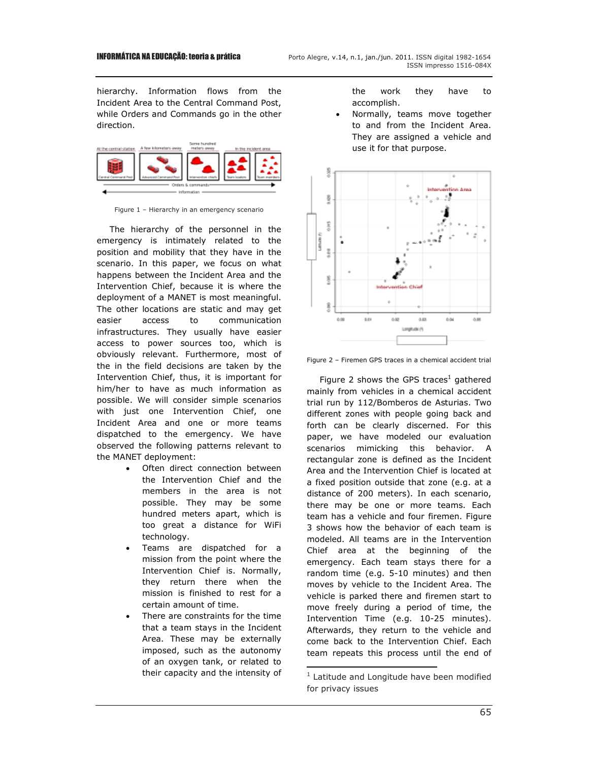hierarchy. Information flows from the Incident Area to the Central Command Post, while Orders and Commands go in the other direction.

Figure 1 – Hierarchy in an emergency scenario

The hierarchy of the personnel in the emergency is intimately related to the position and mobility that they have in the scenario. In this paper, we focus on what happens between the Incident Area and the Intervention Chief, because it is where the deployment of a MANET is most meaningful. The other locations are static and may get easier access to communication infrastructures. They usually have easier access to power sources too, which is obviously relevant. Furthermore, most of the in the field decisions are taken by the Intervention Chief, thus, it is important for him/her to have as much information as possible. We will consider simple scenarios with just one Intervention Chief, one Incident Area and one or more teams dispatched to the emergency. We have observed the following patterns relevant to the MANET deployment:

- Often direct connection between the Intervention Chief and the members in the area is not possible. They may be some hundred meters apart, which is too great a distance for WiFi technology.
- Teams are dispatched for a mission from the point where the Intervention Chief is. Normally, they return there when the mission is finished to rest for a certain amount of time.
- There are constraints for the time that a team stays in the Incident Area. These may be externally imposed, such as the autonomy of an oxygen tank, or related to their capacity and the intensity of the work they have to accomplish.
- Normally, teams move together to and from the Incident Area. They are assigned a vehicle and use it for that purpose.

Figure 2 – Firemen GPS traces in a chemical accident trial

Figure 2 shows the GPS traces[1] gathered mainly from vehicles in a chemical accident trial run by 112/Bomberos de Asturias. Two different zones with people going back and forth can be clearly discerned. For this paper, we have modeled our evaluation scenarios mimicking this behavior. A rectangular zone is defined as the Incident Area and the Intervention Chief is located at a fixed position outside that zone (e.g. at a distance of 200 meters). In each scenario, there may be one or more teams. Each team has a vehicle and four firemen. Figure 3 shows how the behavior of each team is modeled. All teams are in the Intervention Chief area at the beginning of the emergency. Each team stays there for a random time (e.g. 5-10 minutes) and then moves by vehicle to the Incident Area. The vehicle is parked there and firemen start to move freely during a period of time, the Intervention Time (e.g. 10-25 minutes). Afterwards, they return to the vehicle and come back to the Intervention Chief. Each team repeats this process until the end of

[1] Latitude and Longitude have been modified for privacy issues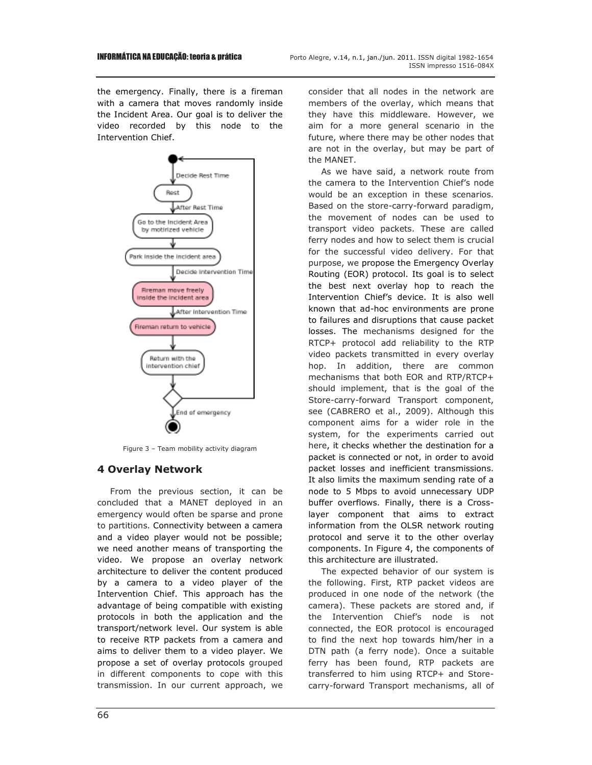the emergency. Finally, there is a fireman with a camera that moves randomly inside the Incident Area. Our goal is to deliver the video recorded by this node to the Intervention Chief.

Figure 3 – Team mobility activity diagram

## 4 Overlay Network

From the previous section, it can be concluded that a MANET deployed in an emergency would often be sparse and prone to partitions. Connectivity between a camera and a video player would not be possible; we need another means of transporting the video. We propose an overlay network architecture to deliver the content produced by a camera to a video player of the Intervention Chief. This approach has the advantage of being compatible with existing protocols in both the application and the transport/network level. Our system is able to receive RTP packets from a camera and aims to deliver them to a video player. We propose a set of overlay protocols grouped in different components to cope with this transmission. In our current approach, we consider that all nodes in the network are members of the overlay, which means that they have this middleware. However, we aim for a more general scenario in the future, where there may be other nodes that are not in the overlay, but may be part of the MANET.

As we have said, a network route from the camera to the Intervention Chief's node would be an exception in these scenarios. Based on the store-carry-forward paradigm, the movement of nodes can be used to transport video packets. These are called ferry nodes and how to select them is crucial for the successful video delivery. For that purpose, we propose the Emergency Overlay Routing (EOR) protocol. Its goal is to select the best next overlay hop to reach the Intervention Chief's device. It is also well known that ad-hoc environments are prone to failures and disruptions that cause packet losses. The mechanisms designed for the RTCP+ protocol add reliability to the RTP video packets transmitted in every overlay hop. In addition, there are common mechanisms that both EOR and RTP/RTCP+ should implement, that is the goal of the Store-carry-forward Transport component, see (CABRERO et al., 2009). Although this component aims for a wider role in the system, for the experiments carried out here, it checks whether the destination for a packet is connected or not, in order to avoid packet losses and inefficient transmissions. It also limits the maximum sending rate of a node to 5 Mbps to avoid unnecessary UDP buffer overflows. Finally, there is a Cross-layer component that aims to extract information from the OLSR network routing protocol and serve it to the other overlay components. In Figure 4, the components of this architecture are illustrated.

The expected behavior of our system is the following. First, RTP packet videos are produced in one node of the network (the camera). These packets are stored and, if the Intervention Chief's node is not connected, the EOR protocol is encouraged to find the next hop towards him/her in a DTN path (a ferry node). Once a suitable ferry has been found, RTP packets are transferred to him using RTCP+ and Store-carry-forward Transport mechanisms, all of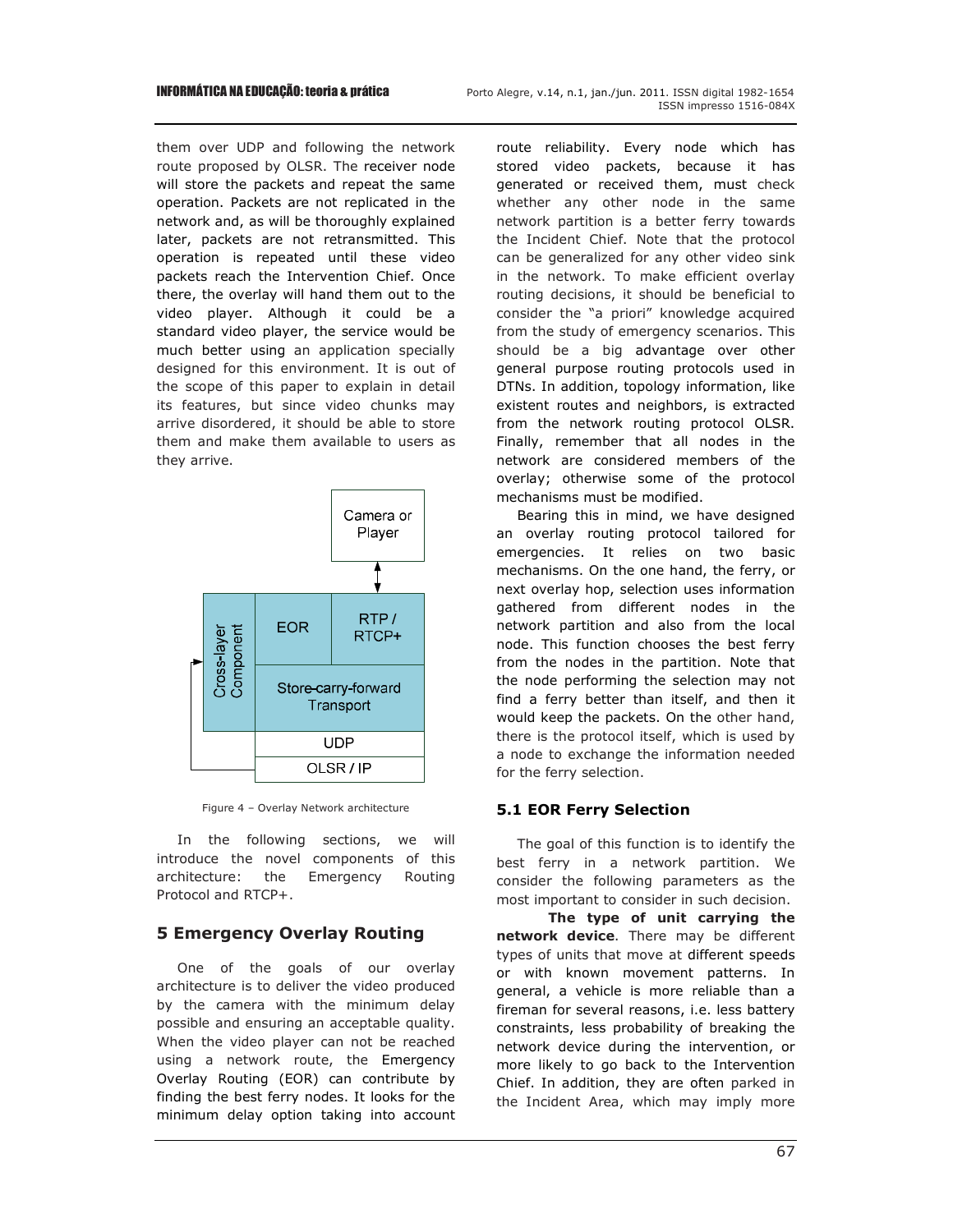them over UDP and following the network route proposed by OLSR. The receiver node will store the packets and repeat the same operation. Packets are not replicated in the network and, as will be thoroughly explained later, packets are not retransmitted. This operation is repeated until these video packets reach the Intervention Chief. Once there, the overlay will hand them out to the video player. Although it could be a standard video player, the service would be much better using an application specially designed for this environment. It is out of the scope of this paper to explain in detail its features, but since video chunks may arrive disordered, it should be able to store them and make them available to users as they arrive.

Figure 4 – Overlay Network architecture

In the following sections, we will introduce the novel components of this architecture: the Emergency Routing Protocol and RTCP+.

## 5 Emergency Overlay Routing

One of the goals of our overlay architecture is to deliver the video produced by the camera with the minimum delay possible and ensuring an acceptable quality. When the video player can not be reached using a network route, the Emergency Overlay Routing (EOR) can contribute by finding the best ferry nodes. It looks for the minimum delay option taking into account route reliability. Every node which has stored video packets, because it has generated or received them, must check whether any other node in the same network partition is a better ferry towards the Incident Chief. Note that the protocol can be generalized for any other video sink in the network. To make efficient overlay routing decisions, it should be beneficial to consider the "a priori" knowledge acquired from the study of emergency scenarios. This should be a big advantage over other general purpose routing protocols used in DTNs. In addition, topology information, like existent routes and neighbors, is extracted from the network routing protocol OLSR. Finally, remember that all nodes in the network are considered members of the overlay; otherwise some of the protocol mechanisms must be modified.

Bearing this in mind, we have designed an overlay routing protocol tailored for emergencies. It relies on two basic mechanisms. On the one hand, the ferry, or next overlay hop, selection uses information gathered from different nodes in the network partition and also from the local node. This function chooses the best ferry from the nodes in the partition. Note that the node performing the selection may not find a ferry better than itself, and then it would keep the packets. On the other hand, there is the protocol itself, which is used by a node to exchange the information needed for the ferry selection.

### 5.1 EOR Ferry Selection

The goal of this function is to identify the best ferry in a network partition. We consider the following parameters as the most important to consider in such decision.

**The type of unit carrying the network device**. There may be different types of units that move at different speeds or with known movement patterns. In general, a vehicle is more reliable than a fireman for several reasons, i.e. less battery constraints, less probability of breaking the network device during the intervention, or more likely to go back to the Intervention Chief. In addition, they are often parked in the Incident Area, which may imply more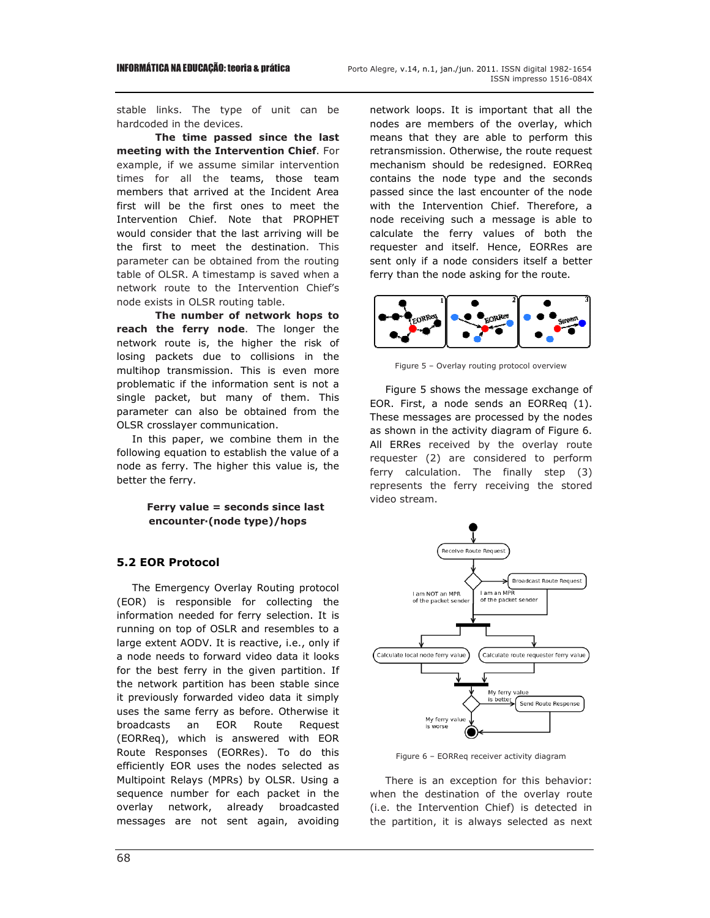stable links. The type of unit can be hardcoded in the devices.

**The time passed since the last meeting with the Intervention Chief**. For example, if we assume similar intervention times for all the teams, those team members that arrived at the Incident Area first will be the first ones to meet the Intervention Chief. Note that PROPHET would consider that the last arriving will be the first to meet the destination. This parameter can be obtained from the routing table of OLSR. A timestamp is saved when a network route to the Intervention Chief's node exists in OLSR routing table.

**The number of network hops to reach the ferry node**. The longer the network route is, the higher the risk of losing packets due to collisions in the multihop transmission. This is even more problematic if the information sent is not a single packet, but many of them. This parameter can also be obtained from the OLSR crosslayer communication.

In this paper, we combine them in the following equation to establish the value of a node as ferry. The higher this value is, the better the ferry.

**Ferry value = seconds since last encounter·(node type)/hops**

## 5.2 EOR Protocol

The Emergency Overlay Routing protocol (EOR) is responsible for collecting the information needed for ferry selection. It is running on top of OSLR and resembles to a large extent AODV. It is reactive, i.e., only if a node needs to forward video data it looks for the best ferry in the given partition. If the network partition has been stable since it previously forwarded video data it simply uses the same ferry as before. Otherwise it broadcasts an EOR Route Request (EORReq), which is answered with EOR Route Responses (EORRes). To do this efficiently EOR uses the nodes selected as Multipoint Relays (MPRs) by OLSR. Using a sequence number for each packet in the overlay network, already broadcasted messages are not sent again, avoiding network loops. It is important that all the nodes are members of the overlay, which means that they are able to perform this retransmission. Otherwise, the route request mechanism should be redesigned. EORReq contains the node type and the seconds passed since the last encounter of the node with the Intervention Chief. Therefore, a node receiving such a message is able to calculate the ferry values of both the requester and itself. Hence, EORRes are sent only if a node considers itself a better ferry than the node asking for the route.

Figure 5 – Overlay routing protocol overview

Figure 5 shows the message exchange of EOR. First, a node sends an EORReq (1). These messages are processed by the nodes as shown in the activity diagram of Figure 6. All ERRes received by the overlay route requester (2) are considered to perform ferry calculation. The finally step (3) represents the ferry receiving the stored video stream.

Figure 6 – EORReq receiver activity diagram

There is an exception for this behavior: when the destination of the overlay route (i.e. the Intervention Chief) is detected in the partition, it is always selected as next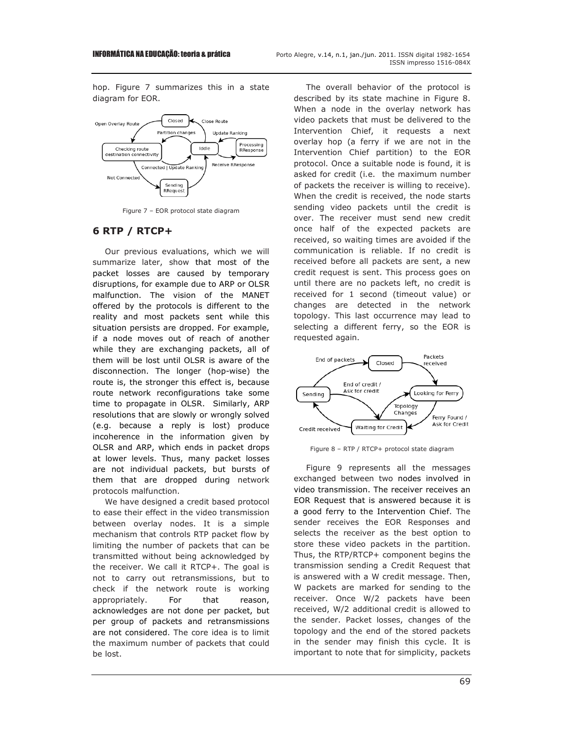hop. Figure 7 summarizes this in a state diagram for EOR.

Figure 7 – EOR protocol state diagram

## 6 RTP / RTCP+

Our previous evaluations, which we will summarize later, show that most of the packet losses are caused by temporary disruptions, for example due to ARP or OLSR malfunction. The vision of the MANET offered by the protocols is different to the reality and most packets sent while this situation persists are dropped. For example, if a node moves out of reach of another while they are exchanging packets, all of them will be lost until OLSR is aware of the disconnection. The longer (hop-wise) the route is, the stronger this effect is, because route network reconfigurations take some time to propagate in OLSR. Similarly, ARP resolutions that are slowly or wrongly solved (e.g. because a reply is lost) produce incoherence in the information given by OLSR and ARP, which ends in packet drops at lower levels. Thus, many packet losses are not individual packets, but bursts of them that are dropped during network protocols malfunction.

We have designed a credit based protocol to ease their effect in the video transmission between overlay nodes. It is a simple mechanism that controls RTP packet flow by limiting the number of packets that can be transmitted without being acknowledged by the receiver. We call it RTCP+. The goal is not to carry out retransmissions, but to check if the network route is working appropriately. For that reason, acknowledges are not done per packet, but per group of packets and retransmissions are not considered. The core idea is to limit the maximum number of packets that could be lost.

The overall behavior of the protocol is described by its state machine in Figure 8. When a node in the overlay network has video packets that must be delivered to the Intervention Chief, it requests a next overlay hop (a ferry if we are not in the Intervention Chief partition) to the EOR protocol. Once a suitable node is found, it is asked for credit (i.e. the maximum number of packets the receiver is willing to receive). When the credit is received, the node starts sending video packets until the credit is over. The receiver must send new credit once half of the expected packets are received, so waiting times are avoided if the communication is reliable. If no credit is received before all packets are sent, a new credit request is sent. This process goes on until there are no packets left, no credit is received for 1 second (timeout value) or changes are detected in the network topology. This last occurrence may lead to selecting a different ferry, so the EOR is requested again.

Figure 8 – RTP / RTCP+ protocol state diagram

Figure 9 represents all the messages exchanged between two nodes involved in video transmission. The receiver receives an EOR Request that is answered because it is a good ferry to the Intervention Chief. The sender receives the EOR Responses and selects the receiver as the best option to store these video packets in the partition. Thus, the RTP/RTCP+ component begins the transmission sending a Credit Request that is answered with a W credit message. Then, W packets are marked for sending to the receiver. Once W/2 packets have been received, W/2 additional credit is allowed to the sender. Packet losses, changes of the topology and the end of the stored packets in the sender may finish this cycle. It is important to note that for simplicity, packets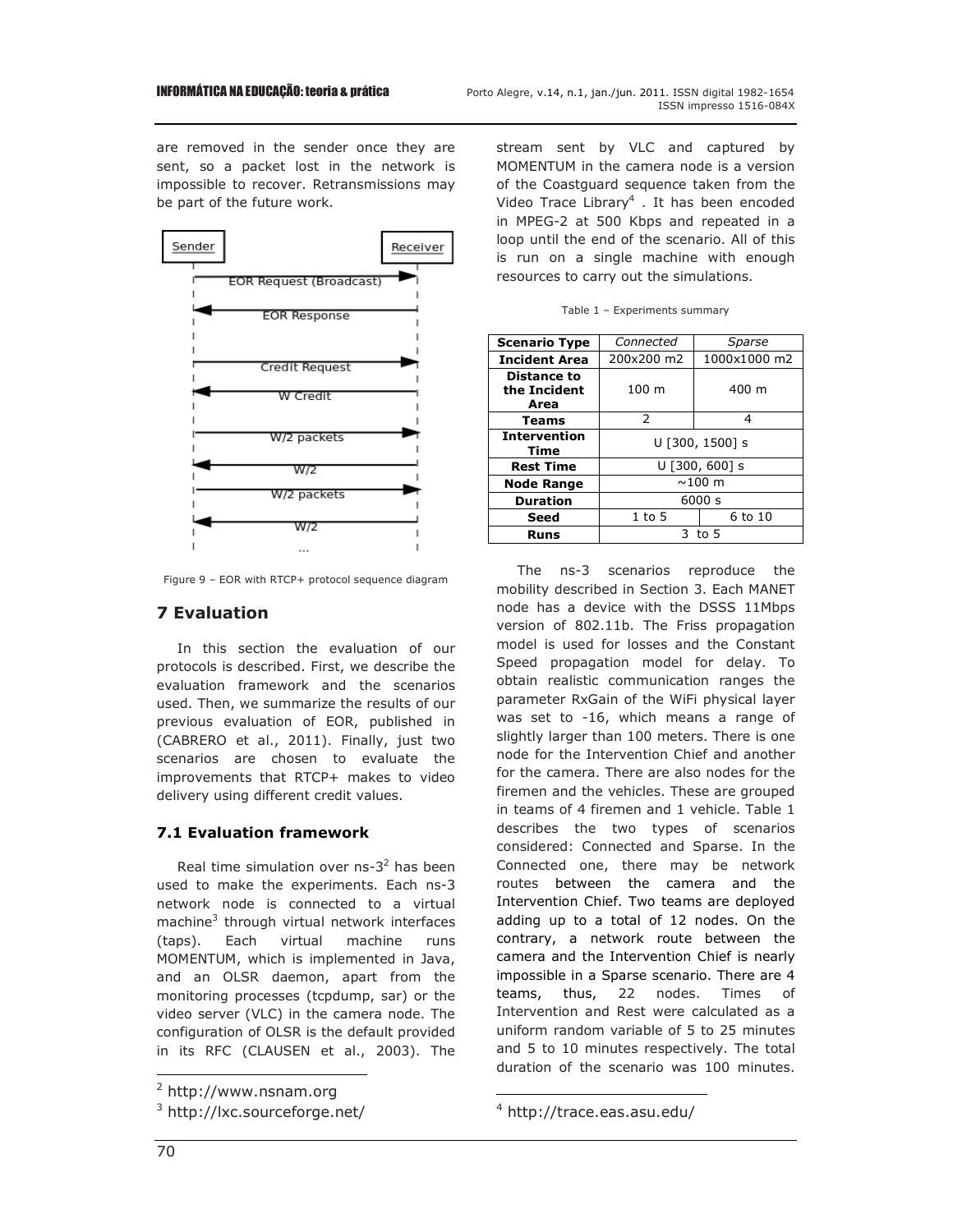are removed in the sender once they are sent, so a packet lost in the network is impossible to recover. Retransmissions may be part of the future work.

Figure 9 – EOR with RTCP+ protocol sequence diagram

## 7 Evaluation

In this section the evaluation of our protocols is described. First, we describe the evaluation framework and the scenarios used. Then, we summarize the results of our previous evaluation of EOR, published in (CABRERO et al., 2011). Finally, just two scenarios are chosen to evaluate the improvements that RTCP+ makes to video delivery using different credit values.

### 7.1 Evaluation framework

Real time simulation over ns-3[2] has been used to make the experiments. Each ns-3 network node is connected to a virtual machine[3] through virtual network interfaces (taps). Each virtual machine runs MOMENTUM, which is implemented in Java, and an OLSR daemon, apart from the monitoring processes (tcpdump, sar) or the video server (VLC) in the camera node. The configuration of OLSR is the default provided in its RFC (CLAUSEN et al., 2003). The stream sent by VLC and captured by MOMENTUM in the camera node is a version of the Coastguard sequence taken from the Video Trace Library[4]. It has been encoded in MPEG-2 at 500 Kbps and repeated in a loop until the end of the scenario. All of this is run on a single machine with enough resources to carry out the simulations.

Table 1 – Experiments summary

| Scenario Type | *Connected* | *Sparse* |
|---|---|---|
| **Incident Area** | 200x200 m2 | 1000x1000 m2 |
| **Distance to the Incident Area** | 100 m | 400 m |
| **Teams** | 2 | 4 |
| **Intervention Time** | U [300, 1500] s | |
| **Rest Time** | U [300, 600] s | |
| **Node Range** | ~100 m | |
| **Duration** | 6000 s | |
| **Seed** | 1 to 5 | 6 to 10 |
| **Runs** | 3 to 5 | |

The ns-3 scenarios reproduce the mobility described in Section 3. Each MANET node has a device with the DSSS 11Mbps version of 802.11b. The Friss propagation model is used for losses and the Constant Speed propagation model for delay. To obtain realistic communication ranges the parameter RxGain of the WiFi physical layer was set to -16, which means a range of slightly larger than 100 meters. There is one node for the Intervention Chief and another for the camera. There are also nodes for the firemen and the vehicles. These are grouped in teams of 4 firemen and 1 vehicle. Table 1 describes the two types of scenarios considered: Connected and Sparse. In the Connected one, there may be network routes between the camera and the Intervention Chief. Two teams are deployed adding up to a total of 12 nodes. On the contrary, a network route between the camera and the Intervention Chief is nearly impossible in a Sparse scenario. There are 4 teams, thus, 22 nodes. Times of Intervention and Rest were calculated as a uniform random variable of 5 to 25 minutes and 5 to 10 minutes respectively. The total duration of the scenario was 100 minutes.

[2] http://www.nsnam.org

[3] http://lxc.sourceforge.net/

[4] http://trace.eas.asu.edu/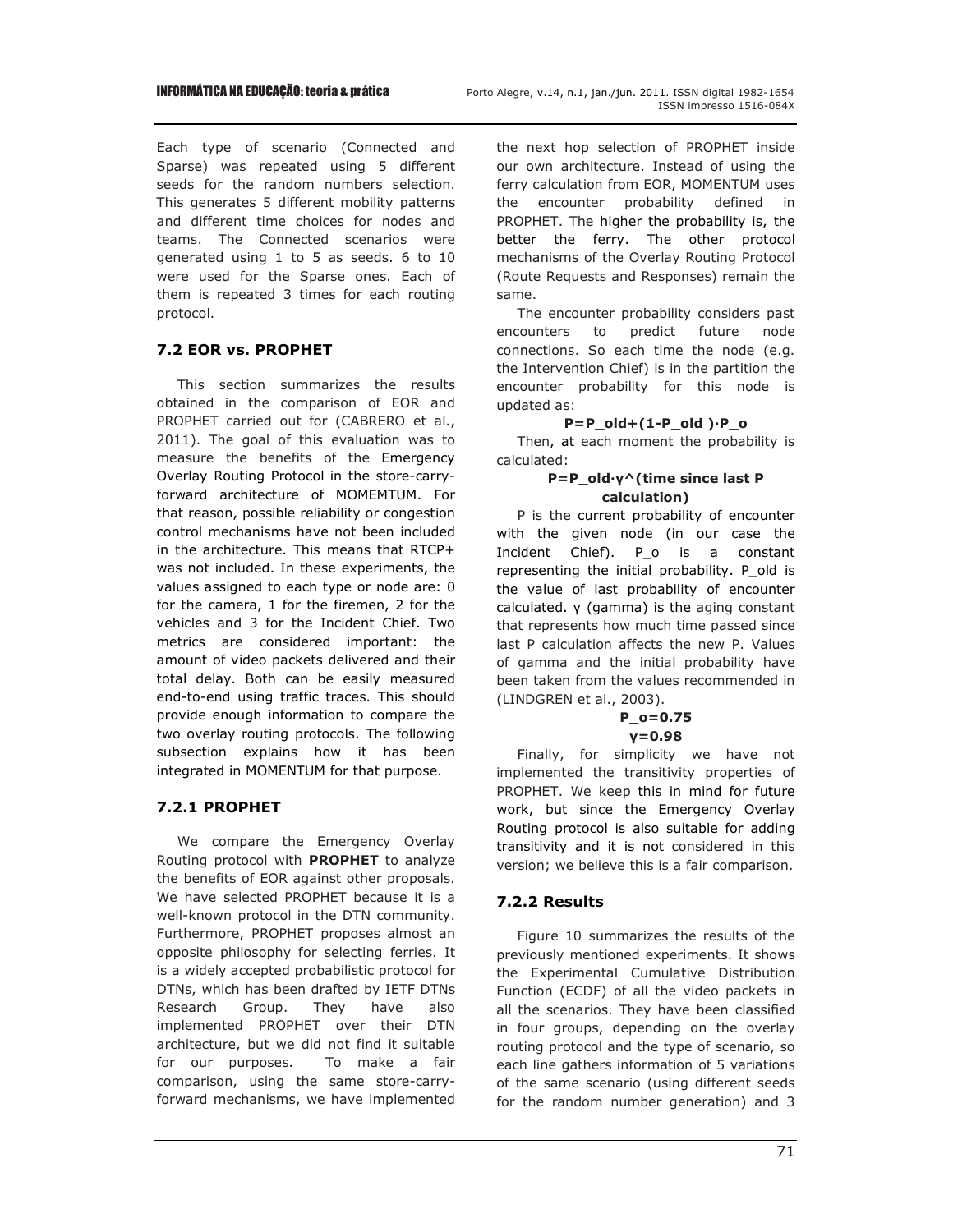Each type of scenario (Connected and Sparse) was repeated using 5 different seeds for the random numbers selection. This generates 5 different mobility patterns and different time choices for nodes and teams. The Connected scenarios were generated using 1 to 5 as seeds. 6 to 10 were used for the Sparse ones. Each of them is repeated 3 times for each routing protocol.

### 7.2 EOR vs. PROPHET

This section summarizes the results obtained in the comparison of EOR and PROPHET carried out for (CABRERO et al., 2011). The goal of this evaluation was to measure the benefits of the Emergency Overlay Routing Protocol in the store-carry-forward architecture of MOMEMTUM. For that reason, possible reliability or congestion control mechanisms have not been included in the architecture. This means that RTCP+ was not included. In these experiments, the values assigned to each type or node are: 0 for the camera, 1 for the firemen, 2 for the vehicles and 3 for the Incident Chief. Two metrics are considered important: the amount of video packets delivered and their total delay. Both can be easily measured end-to-end using traffic traces. This should provide enough information to compare the two overlay routing protocols. The following subsection explains how it has been integrated in MOMENTUM for that purpose.

#### 7.2.1 PROPHET

We compare the Emergency Overlay Routing protocol with **PROPHET** to analyze the benefits of EOR against other proposals. We have selected PROPHET because it is a well-known protocol in the DTN community. Furthermore, PROPHET proposes almost an opposite philosophy for selecting ferries. It is a widely accepted probabilistic protocol for DTNs, which has been drafted by IETF DTNs Research Group. They have also implemented PROPHET over their DTN architecture, but we did not find it suitable for our purposes. To make a fair comparison, using the same store-carry-forward mechanisms, we have implemented the next hop selection of PROPHET inside our own architecture. Instead of using the ferry calculation from EOR, MOMENTUM uses the encounter probability defined in PROPHET. The higher the probability is, the better the ferry. The other protocol mechanisms of the Overlay Routing Protocol (Route Requests and Responses) remain the same.

The encounter probability considers past encounters to predict future node connections. So each time the node (e.g. the Intervention Chief) is in the partition the encounter probability for this node is updated as:

$$P = P\_old + (1 - P\_old) \cdot P\_o$$

Then, at each moment the probability is calculated:

$$P = P\_old \cdot \gamma^{(\text{time since last P calculation})}$$

P is the current probability of encounter with the given node (in our case the Incident Chief). P_o is a constant representing the initial probability. P_old is the value of last probability of encounter calculated. γ (gamma) is the aging constant that represents how much time passed since last P calculation affects the new P. Values of gamma and the initial probability have been taken from the values recommended in (LINDGREN et al., 2003).

$$P\_o = 0.75$$

$$\gamma = 0.98$$

Finally, for simplicity we have not implemented the transitivity properties of PROPHET. We keep this in mind for future work, but since the Emergency Overlay Routing protocol is also suitable for adding transitivity and it is not considered in this version; we believe this is a fair comparison.

#### 7.2.2 Results

Figure 10 summarizes the results of the previously mentioned experiments. It shows the Experimental Cumulative Distribution Function (ECDF) of all the video packets in all the scenarios. They have been classified in four groups, depending on the overlay routing protocol and the type of scenario, so each line gathers information of 5 variations of the same scenario (using different seeds for the random number generation) and 3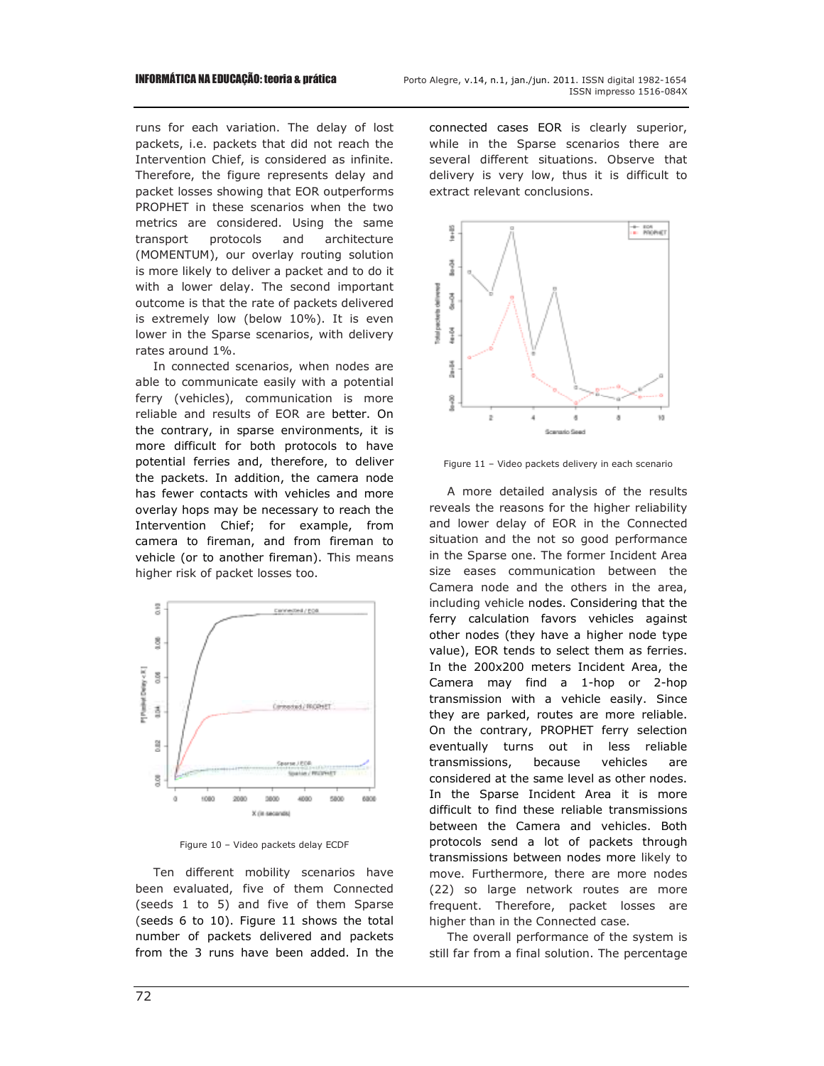runs for each variation. The delay of lost packets, i.e. packets that did not reach the Intervention Chief, is considered as infinite. Therefore, the figure represents delay and packet losses showing that EOR outperforms PROPHET in these scenarios when the two metrics are considered. Using the same transport protocols and architecture (MOMENTUM), our overlay routing solution is more likely to deliver a packet and to do it with a lower delay. The second important outcome is that the rate of packets delivered is extremely low (below 10%). It is even lower in the Sparse scenarios, with delivery rates around 1%.

In connected scenarios, when nodes are able to communicate easily with a potential ferry (vehicles), communication is more reliable and results of EOR are better. On the contrary, in sparse environments, it is more difficult for both protocols to have potential ferries and, therefore, to deliver the packets. In addition, the camera node has fewer contacts with vehicles and more overlay hops may be necessary to reach the Intervention Chief; for example, from camera to fireman, and from fireman to vehicle (or to another fireman). This means higher risk of packet losses too.

Figure 10 – Video packets delay ECDF

Ten different mobility scenarios have been evaluated, five of them Connected (seeds 1 to 5) and five of them Sparse (seeds 6 to 10). Figure 11 shows the total number of packets delivered and packets from the 3 runs have been added. In the connected cases EOR is clearly superior, while in the Sparse scenarios there are several different situations. Observe that delivery is very low, thus it is difficult to extract relevant conclusions.

Figure 11 – Video packets delivery in each scenario

A more detailed analysis of the results reveals the reasons for the higher reliability and lower delay of EOR in the Connected situation and the not so good performance in the Sparse one. The former Incident Area size eases communication between the Camera node and the others in the area, including vehicle nodes. Considering that the ferry calculation favors vehicles against other nodes (they have a higher node type value), EOR tends to select them as ferries. In the 200x200 meters Incident Area, the Camera may find a 1-hop or 2-hop transmission with a vehicle easily. Since they are parked, routes are more reliable. On the contrary, PROPHET ferry selection eventually turns out in less reliable transmissions, because vehicles are considered at the same level as other nodes. In the Sparse Incident Area it is more difficult to find these reliable transmissions between the Camera and vehicles. Both protocols send a lot of packets through transmissions between nodes more likely to move. Furthermore, there are more nodes (22) so large network routes are more frequent. Therefore, packet losses are higher than in the Connected case.

The overall performance of the system is still far from a final solution. The percentage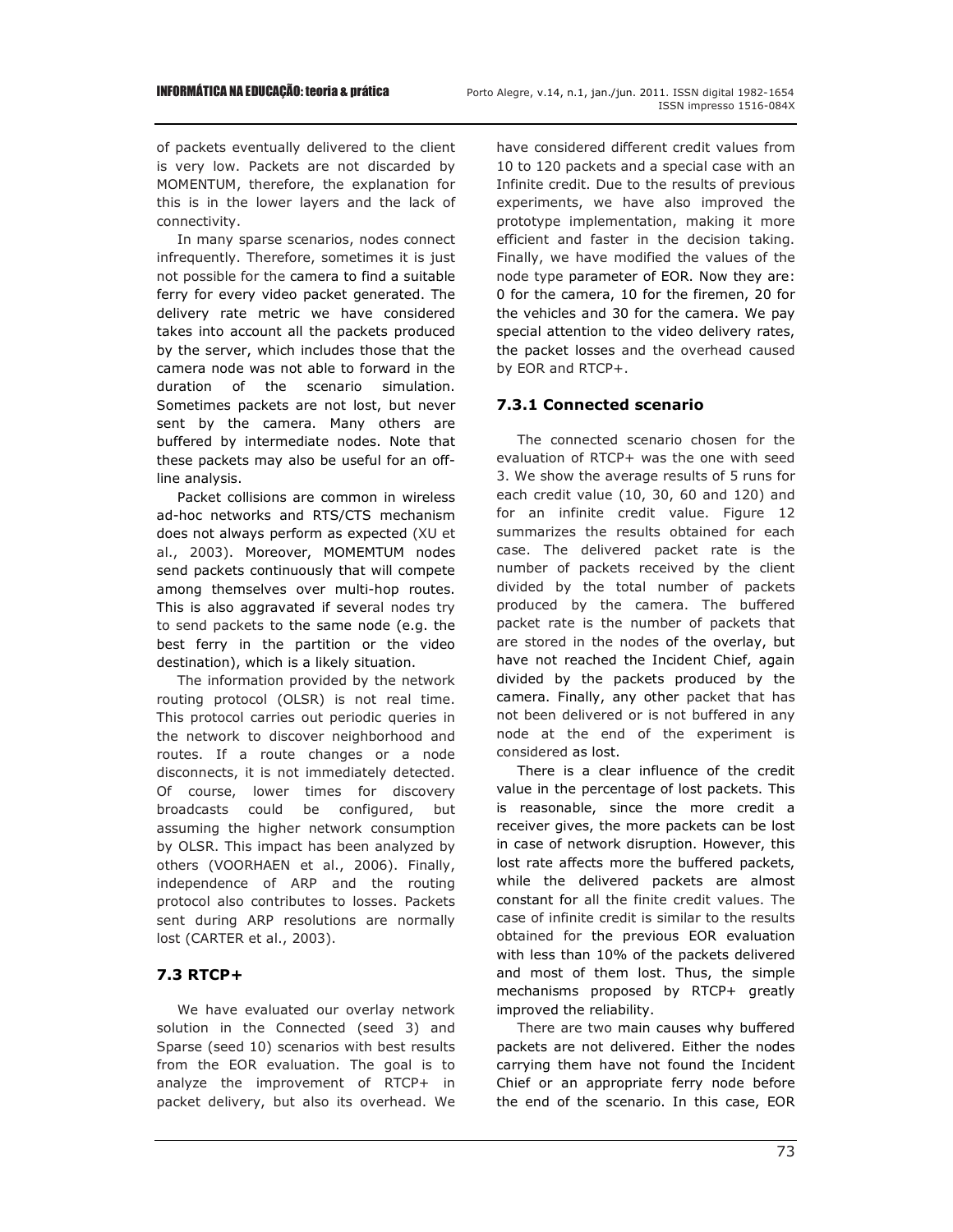of packets eventually delivered to the client is very low. Packets are not discarded by MOMENTUM, therefore, the explanation for this is in the lower layers and the lack of connectivity.

In many sparse scenarios, nodes connect infrequently. Therefore, sometimes it is just not possible for the camera to find a suitable ferry for every video packet generated. The delivery rate metric we have considered takes into account all the packets produced by the server, which includes those that the camera node was not able to forward in the duration of the scenario simulation. Sometimes packets are not lost, but never sent by the camera. Many others are buffered by intermediate nodes. Note that these packets may also be useful for an off-line analysis.

Packet collisions are common in wireless ad-hoc networks and RTS/CTS mechanism does not always perform as expected (XU et al., 2003). Moreover, MOMEMTUM nodes send packets continuously that will compete among themselves over multi-hop routes. This is also aggravated if several nodes try to send packets to the same node (e.g. the best ferry in the partition or the video destination), which is a likely situation.

The information provided by the network routing protocol (OLSR) is not real time. This protocol carries out periodic queries in the network to discover neighborhood and routes. If a route changes or a node disconnects, it is not immediately detected. Of course, lower times for discovery broadcasts could be configured, but assuming the higher network consumption by OLSR. This impact has been analyzed by others (VOORHAEN et al., 2006). Finally, independence of ARP and the routing protocol also contributes to losses. Packets sent during ARP resolutions are normally lost (CARTER et al., 2003).

### 7.3 RTCP+

We have evaluated our overlay network solution in the Connected (seed 3) and Sparse (seed 10) scenarios with best results from the EOR evaluation. The goal is to analyze the improvement of RTCP+ in packet delivery, but also its overhead. We have considered different credit values from 10 to 120 packets and a special case with an Infinite credit. Due to the results of previous experiments, we have also improved the prototype implementation, making it more efficient and faster in the decision taking. Finally, we have modified the values of the node type parameter of EOR. Now they are: 0 for the camera, 10 for the firemen, 20 for the vehicles and 30 for the camera. We pay special attention to the video delivery rates, the packet losses and the overhead caused by EOR and RTCP+.

#### 7.3.1 Connected scenario

The connected scenario chosen for the evaluation of RTCP+ was the one with seed 3. We show the average results of 5 runs for each credit value (10, 30, 60 and 120) and for an infinite credit value. Figure 12 summarizes the results obtained for each case. The delivered packet rate is the number of packets received by the client divided by the total number of packets produced by the camera. The buffered packet rate is the number of packets that are stored in the nodes of the overlay, but have not reached the Incident Chief, again divided by the packets produced by the camera. Finally, any other packet that has not been delivered or is not buffered in any node at the end of the experiment is considered as lost.

There is a clear influence of the credit value in the percentage of lost packets. This is reasonable, since the more credit a receiver gives, the more packets can be lost in case of network disruption. However, this lost rate affects more the buffered packets, while the delivered packets are almost constant for all the finite credit values. The case of infinite credit is similar to the results obtained for the previous EOR evaluation with less than 10% of the packets delivered and most of them lost. Thus, the simple mechanisms proposed by RTCP+ greatly improved the reliability.

There are two main causes why buffered packets are not delivered. Either the nodes carrying them have not found the Incident Chief or an appropriate ferry node before the end of the scenario. In this case, EOR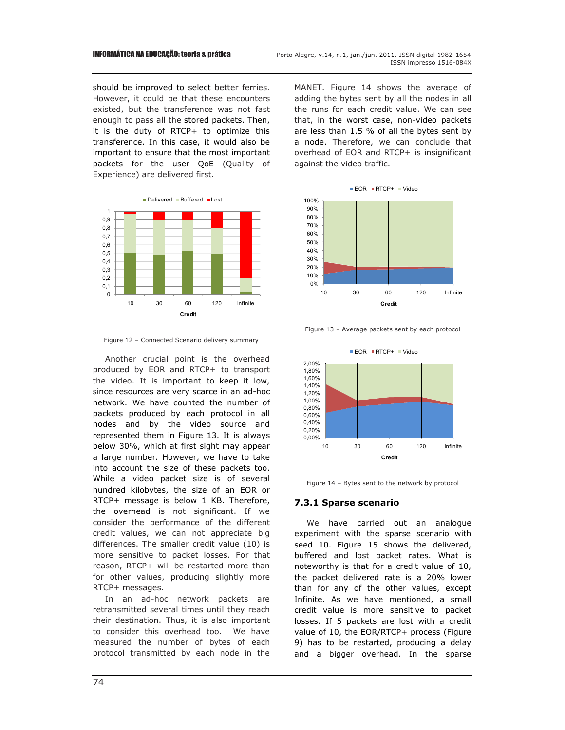should be improved to select better ferries. However, it could be that these encounters existed, but the transference was not fast enough to pass all the stored packets. Then, it is the duty of RTCP+ to optimize this transference. In this case, it would also be important to ensure that the most important packets for the user QoE (Quality of Experience) are delivered first.

Figure 12 – Connected Scenario delivery summary

Another crucial point is the overhead produced by EOR and RTCP+ to transport the video. It is important to keep it low, since resources are very scarce in an ad-hoc network. We have counted the number of packets produced by each protocol in all nodes and by the video source and represented them in Figure 13. It is always below 30%, which at first sight may appear a large number. However, we have to take into account the size of these packets too. While a video packet size is of several hundred kilobytes, the size of an EOR or RTCP+ message is below 1 KB. Therefore, the overhead is not significant. If we consider the performance of the different credit values, we can not appreciate big differences. The smaller credit value (10) is more sensitive to packet losses. For that reason, RTCP+ will be restarted more than for other values, producing slightly more RTCP+ messages.

In an ad-hoc network packets are retransmitted several times until they reach their destination. Thus, it is also important to consider this overhead too. We have measured the number of bytes of each protocol transmitted by each node in the MANET. Figure 14 shows the average of adding the bytes sent by all the nodes in all the runs for each credit value. We can see that, in the worst case, non-video packets are less than 1.5 % of all the bytes sent by a node. Therefore, we can conclude that overhead of EOR and RTCP+ is insignificant against the video traffic.

Figure 13 – Average packets sent by each protocol

Figure 14 – Bytes sent to the network by protocol

### 7.3.1 Sparse scenario

We have carried out an analogue experiment with the sparse scenario with seed 10. Figure 15 shows the delivered, buffered and lost packet rates. What is noteworthy is that for a credit value of 10, the packet delivered rate is a 20% lower than for any of the other values, except Infinite. As we have mentioned, a small credit value is more sensitive to packet losses. If 5 packets are lost with a credit value of 10, the EOR/RTCP+ process (Figure 9) has to be restarted, producing a delay and a bigger overhead. In the sparse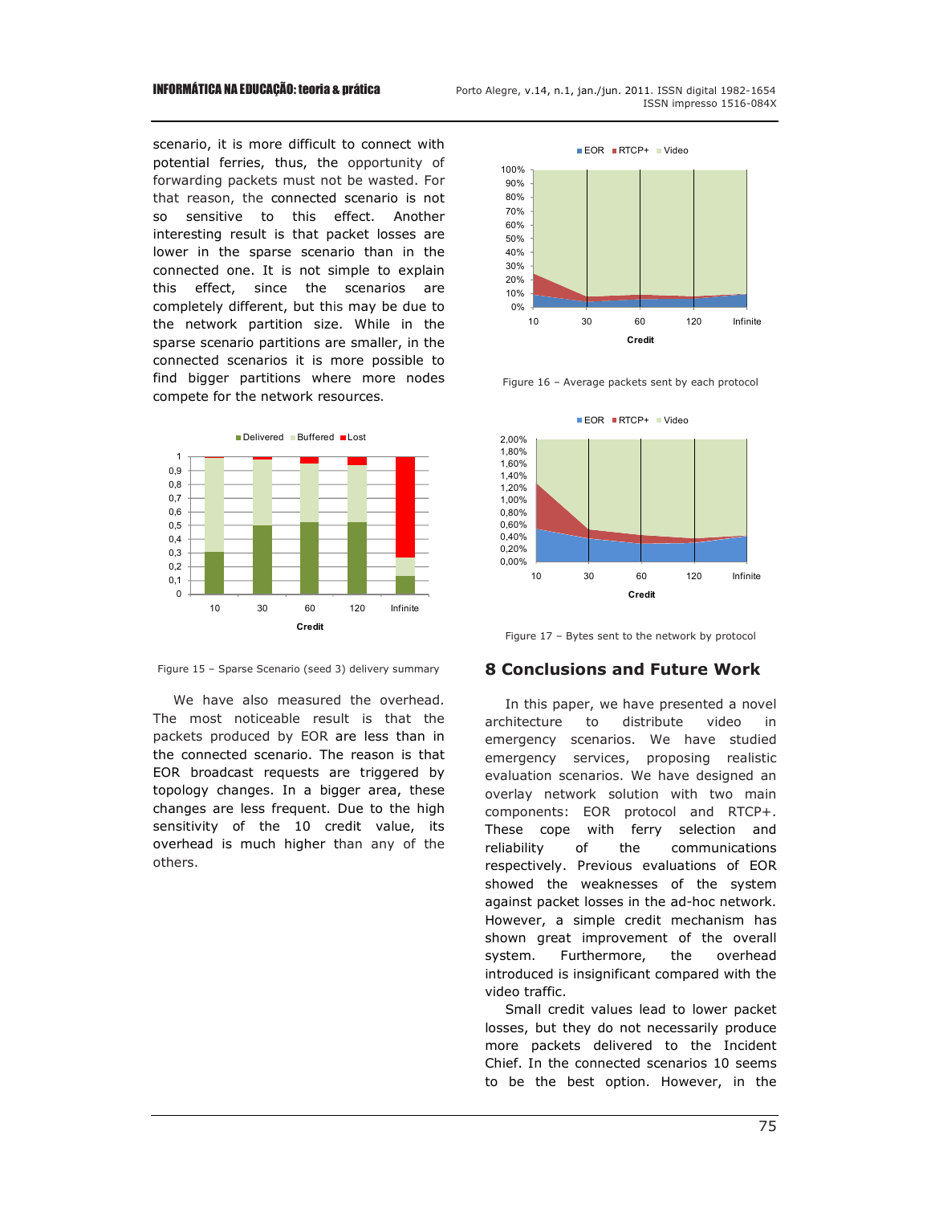scenario, it is more difficult to connect with potential ferries, thus, the opportunity of forwarding packets must not be wasted. For that reason, the connected scenario is not so sensitive to this effect. Another interesting result is that packet losses are lower in the sparse scenario than in the connected one. It is not simple to explain this effect, since the scenarios are completely different, but this may be due to the network partition size. While in the sparse scenario partitions are smaller, in the connected scenarios it is more possible to find bigger partitions where more nodes compete for the network resources.

Figure 15 – Sparse Scenario (seed 3) delivery summary

We have also measured the overhead. The most noticeable result is that the packets produced by EOR are less than in the connected scenario. The reason is that EOR broadcast requests are triggered by topology changes. In a bigger area, these changes are less frequent. Due to the high sensitivity of the 10 credit value, its overhead is much higher than any of the others.

Figure 16 – Average packets sent by each protocol

Figure 17 – Bytes sent to the network by protocol

## 8 Conclusions and Future Work

In this paper, we have presented a novel architecture to distribute video in emergency scenarios. We have studied emergency services, proposing realistic evaluation scenarios. We have designed an overlay network solution with two main components: EOR protocol and RTCP+. These cope with ferry selection and reliability of the communications respectively. Previous evaluations of EOR showed the weaknesses of the system against packet losses in the ad-hoc network. However, a simple credit mechanism has shown great improvement of the overall system. Furthermore, the overhead introduced is insignificant compared with the video traffic.

Small credit values lead to lower packet losses, but they do not necessarily produce more packets delivered to the Incident Chief. In the connected scenarios 10 seems to be the best option. However, in the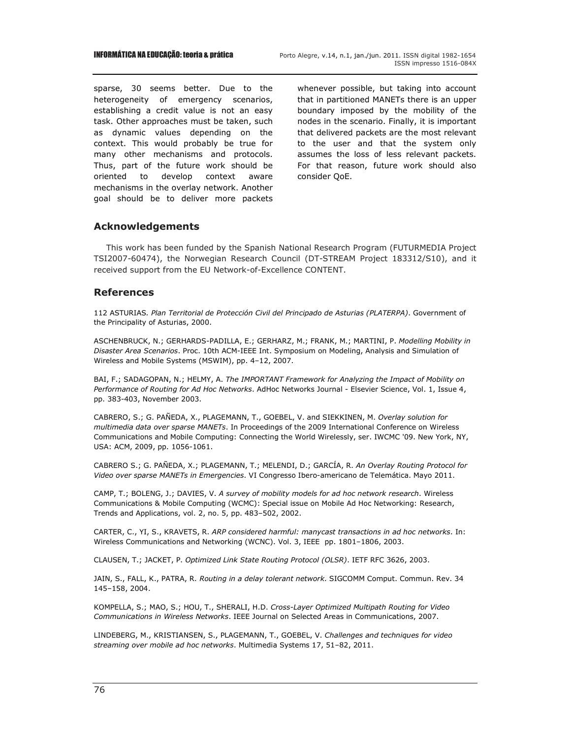sparse, 30 seems better. Due to the heterogeneity of emergency scenarios, establishing a credit value is not an easy task. Other approaches must be taken, such as dynamic values depending on the context. This would probably be true for many other mechanisms and protocols. Thus, part of the future work should be oriented to develop context aware mechanisms in the overlay network. Another goal should be to deliver more packets whenever possible, but taking into account that in partitioned MANETs there is an upper boundary imposed by the mobility of the nodes in the scenario. Finally, it is important that delivered packets are the most relevant to the user and that the system only assumes the loss of less relevant packets. For that reason, future work should also consider QoE.

## Acknowledgements

This work has been funded by the Spanish National Research Program (FUTURMEDIA Project TSI2007-60474), the Norwegian Research Council (DT-STREAM Project 183312/S10), and it received support from the EU Network-of-Excellence CONTENT.

## References

112 ASTURIAS. *Plan Territorial de Protección Civil del Principado de Asturias (PLATERPA)*. Government of the Principality of Asturias, 2000.

ASCHENBRUCK, N.; GERHARDS-PADILLA, E.; GERHARZ, M.; FRANK, M.; MARTINI, P. *Modelling Mobility in Disaster Area Scenarios*. Proc. 10th ACM-IEEE Int. Symposium on Modeling, Analysis and Simulation of Wireless and Mobile Systems (MSWIM), pp. 4–12, 2007.

BAI, F.; SADAGOPAN, N.; HELMY, A. *The IMPORTANT Framework for Analyzing the Impact of Mobility on Performance of Routing for Ad Hoc Networks*. AdHoc Networks Journal - Elsevier Science, Vol. 1, Issue 4, pp. 383-403, November 2003.

CABRERO, S.; G. PAÑEDA, X., PLAGEMANN, T., GOEBEL, V. and SIEKKINEN, M. *Overlay solution for multimedia data over sparse MANETs*. In Proceedings of the 2009 International Conference on Wireless Communications and Mobile Computing: Connecting the World Wirelessly, ser. IWCMC '09. New York, NY, USA: ACM, 2009, pp. 1056-1061.

CABRERO S.; G. PAÑEDA, X.; PLAGEMANN, T.; MELENDI, D.; GARCÍA, R. *An Overlay Routing Protocol for Video over sparse MANETs in Emergencies*. VI Congresso Ibero-americano de Telemática. Mayo 2011.

CAMP, T.; BOLENG, J.; DAVIES, V. *A survey of mobility models for ad hoc network research*. Wireless Communications & Mobile Computing (WCMC): Special issue on Mobile Ad Hoc Networking: Research, Trends and Applications, vol. 2, no. 5, pp. 483–502, 2002.

CARTER, C., YI, S., KRAVETS, R. *ARP considered harmful: manycast transactions in ad hoc networks*. In: Wireless Communications and Networking (WCNC). Vol. 3, IEEE pp. 1801–1806, 2003.

CLAUSEN, T.; JACKET, P. *Optimized Link State Routing Protocol (OLSR)*. IETF RFC 3626, 2003.

JAIN, S., FALL, K., PATRA, R. *Routing in a delay tolerant network*. SIGCOMM Comput. Commun. Rev. 34 145–158, 2004.

KOMPELLA, S.; MAO, S.; HOU, T., SHERALI, H.D. *Cross-Layer Optimized Multipath Routing for Video Communications in Wireless Networks*. IEEE Journal on Selected Areas in Communications, 2007.

LINDEBERG, M., KRISTIANSEN, S., PLAGEMANN, T., GOEBEL, V. *Challenges and techniques for video streaming over mobile ad hoc networks*. Multimedia Systems 17, 51–82, 2011.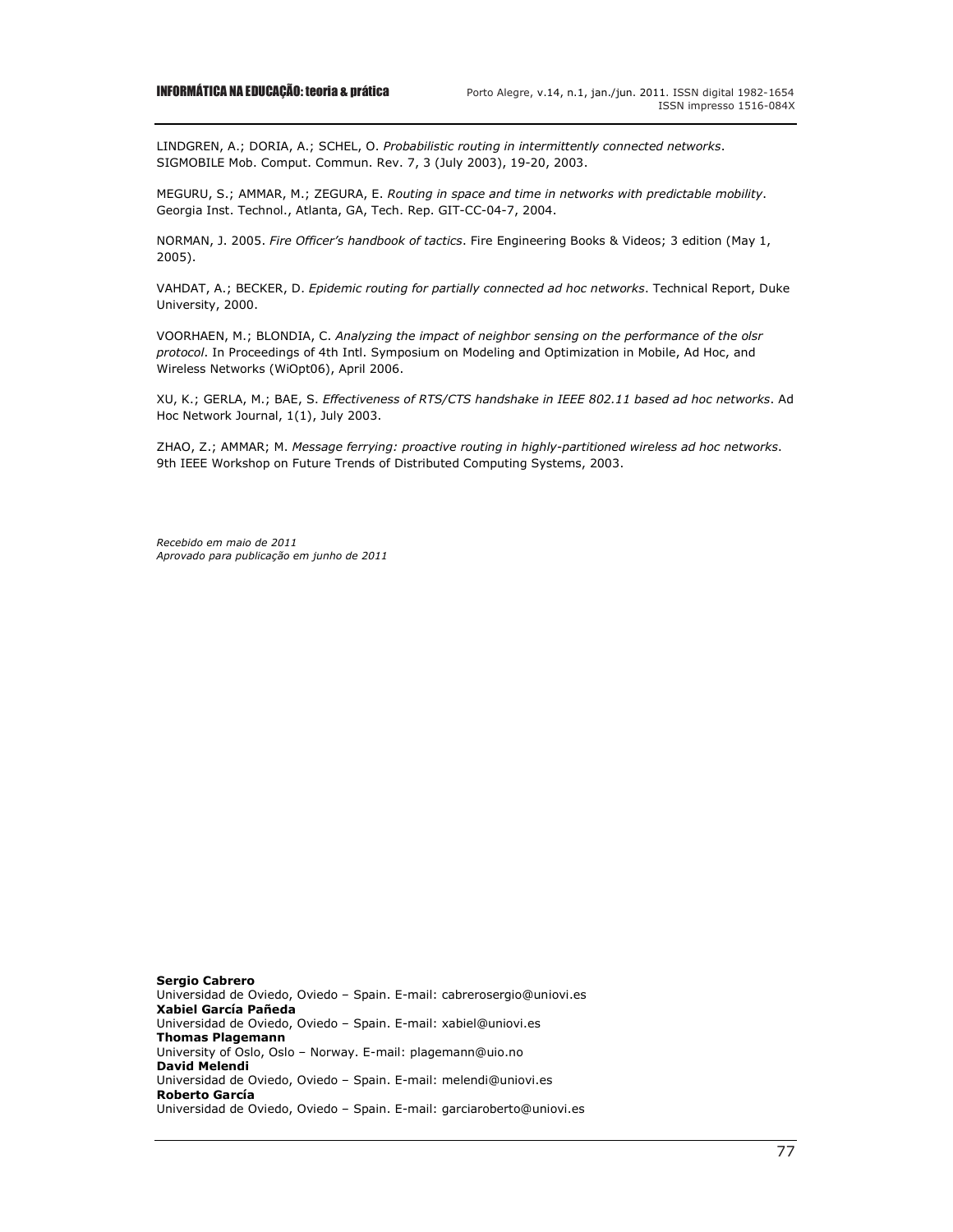LINDGREN, A.; DORIA, A.; SCHEL, O. *Probabilistic routing in intermittently connected networks*. SIGMOBILE Mob. Comput. Commun. Rev. 7, 3 (July 2003), 19-20, 2003.

MEGURU, S.; AMMAR, M.; ZEGURA, E. *Routing in space and time in networks with predictable mobility*. Georgia Inst. Technol., Atlanta, GA, Tech. Rep. GIT-CC-04-7, 2004.

NORMAN, J. 2005. *Fire Officer's handbook of tactics*. Fire Engineering Books & Videos; 3 edition (May 1, 2005).

VAHDAT, A.; BECKER, D. *Epidemic routing for partially connected ad hoc networks*. Technical Report, Duke University, 2000.

VOORHAEN, M.; BLONDIA, C. *Analyzing the impact of neighbor sensing on the performance of the olsr protocol*. In Proceedings of 4th Intl. Symposium on Modeling and Optimization in Mobile, Ad Hoc, and Wireless Networks (WiOpt06), April 2006.

XU, K.; GERLA, M.; BAE, S. *Effectiveness of RTS/CTS handshake in IEEE 802.11 based ad hoc networks*. Ad Hoc Network Journal, 1(1), July 2003.

ZHAO, Z.; AMMAR; M. *Message ferrying: proactive routing in highly-partitioned wireless ad hoc networks*. 9th IEEE Workshop on Future Trends of Distributed Computing Systems, 2003.

*Recebido em maio de 2011*
*Aprovado para publicação em junho de 2011*

**Sergio Cabrero**
Universidad de Oviedo, Oviedo – Spain. E-mail: cabrerosergio@uniovi.es
**Xabiel García Pañeda**
Universidad de Oviedo, Oviedo – Spain. E-mail: xabiel@uniovi.es
**Thomas Plagemann**
University of Oslo, Oslo – Norway. E-mail: plagemann@uio.no
**David Melendi**
Universidad de Oviedo, Oviedo – Spain. E-mail: melendi@uniovi.es
**Roberto García**
Universidad de Oviedo, Oviedo – Spain. E-mail: garciaroberto@uniovi.es